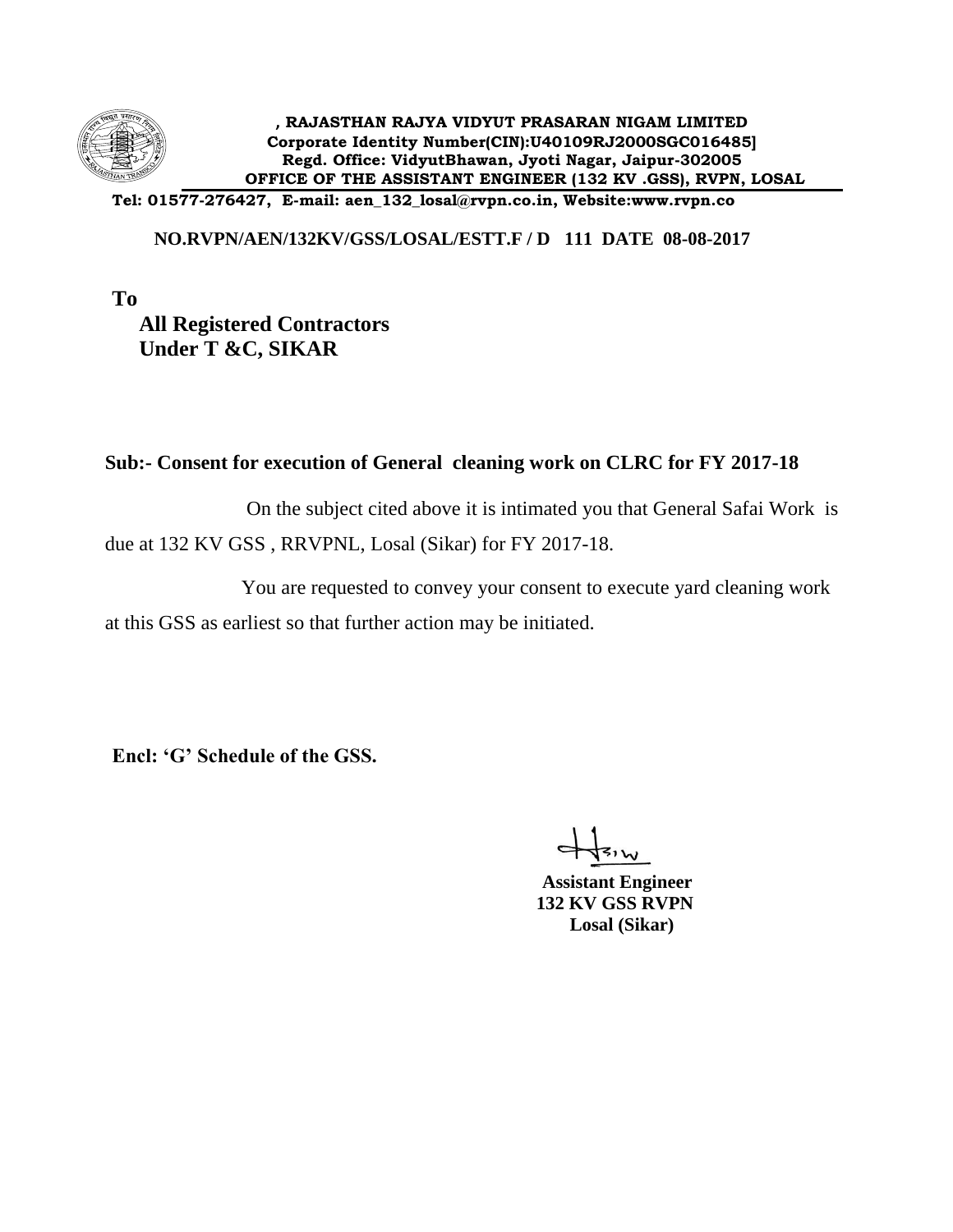**, RAJASTHAN RAJYA VIDYUT PRASARAN NIGAM LIMITED**
**Corporate Identity Number(CIN):U40109RJ2000SGC016485]**
**Regd. Office: VidyutBhawan, Jyoti Nagar, Jaipur-302005**
**OFFICE OF THE ASSISTANT ENGINEER (132 KV .GSS), RVPN, LOSAL**
**Tel: 01577-276427, E-mail: aen_132_losal@rvpn.co.in, Website:www.rvpn.co**

**NO.RVPN/AEN/132KV/GSS/LOSAL/ESTT.F / D 111 DATE 08-08-2017**

**To**
**All Registered Contractors**
**Under T &C, SIKAR**

**Sub:- Consent for execution of General cleaning work on CLRC for FY 2017-18**

On the subject cited above it is intimated you that General Safai Work is due at 132 KV GSS , RRVPNL, Losal (Sikar) for FY 2017-18.

You are requested to convey your consent to execute yard cleaning work at this GSS as earliest so that further action may be initiated.

**Encl: 'G' Schedule of the GSS.**

**Assistant Engineer**
**132 KV GSS RVPN**
**Losal (Sikar)**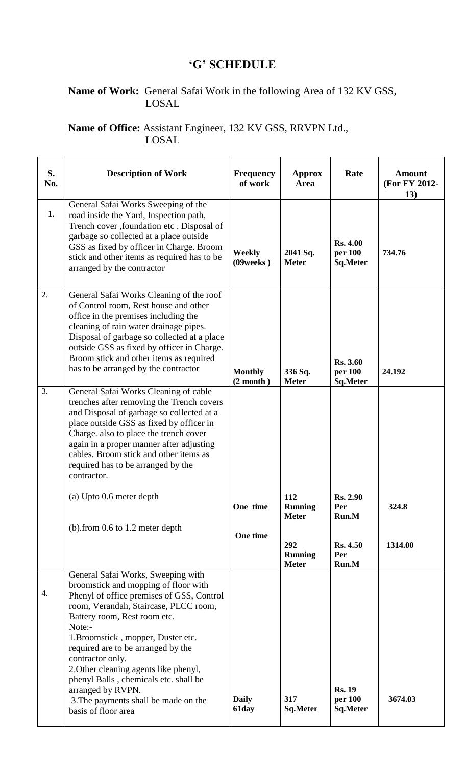# 'G' SCHEDULE

**Name of Work:** General Safai Work in the following Area of 132 KV GSS, LOSAL

**Name of Office:** Assistant Engineer, 132 KV GSS, RRVPN Ltd., LOSAL

| S. No. | Description of Work | Frequency of work | Approx Area | Rate | Amount (For FY 2012-13) |
|---|---|---|---|---|---|
| 1. | General Safai Works Sweeping of the road inside the Yard, Inspection path, Trench cover ,foundation etc . Disposal of garbage so collected at a place outside GSS as fixed by officer in Charge. Broom stick and other items as required has to be arranged by the contractor | **Weekly (09weeks )** | **2041 Sq. Meter** | **Rs. 4.00 per 100 Sq.Meter** | **734.76** |
| 2. | General Safai Works Cleaning of the roof of Control room, Rest house and other office in the premises including the cleaning of rain water drainage pipes. Disposal of garbage so collected at a place outside GSS as fixed by officer in Charge. Broom stick and other items as required has to be arranged by the contractor | **Monthly (2 month )** | **336 Sq. Meter** | **Rs. 3.60 per 100 Sq.Meter** | **24.192** |
| 3. | General Safai Works Cleaning of cable trenches after removing the Trench covers and Disposal of garbage so collected at a place outside GSS as fixed by officer in Charge. also to place the trench cover again in a proper manner after adjusting cables. Broom stick and other items as required has to be arranged by the contractor. | | | | |
| | (a) Upto 0.6 meter depth | **One time** | **112 Running Meter** | **Rs. 2.90 Per Run.M** | **324.8** |
| | (b).from 0.6 to 1.2 meter depth | **One time** | **292 Running Meter** | **Rs. 4.50 Per Run.M** | **1314.00** |
| 4. | General Safai Works, Sweeping with broomstick and mopping of floor with Phenyl of office premises of GSS, Control room, Verandah, Staircase, PLCC room, Battery room, Rest room etc.<br>Note:-<br>1.Broomstick , mopper, Duster etc. required are to be arranged by the contractor only.<br>2.Other cleaning agents like phenyl, phenyl Balls , chemicals etc. shall be arranged by RVPN.<br>3.The payments shall be made on the basis of floor area | **Daily 61day** | **317 Sq.Meter** | **Rs. 19 per 100 Sq.Meter** | **3674.03** |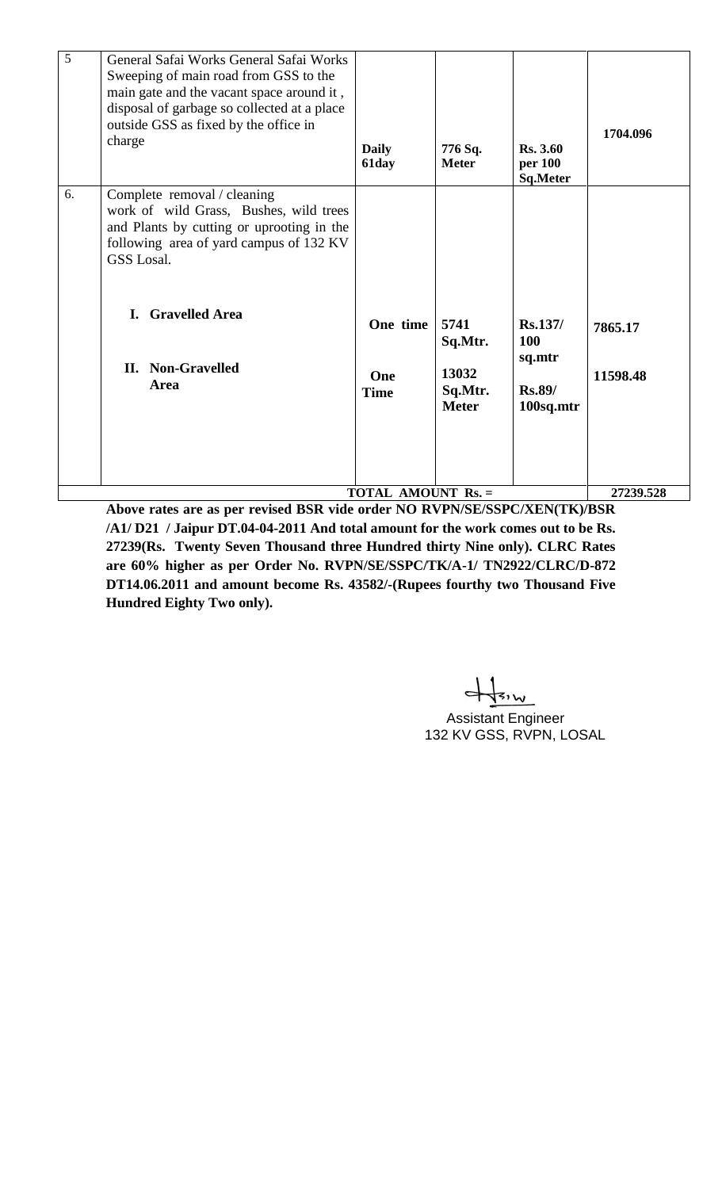| | | | | | |
|---|---|---|---|---|---|
| 5 | General Safai Works General Safai Works Sweeping of main road from GSS to the main gate and the vacant space around it , disposal of garbage so collected at a place outside GSS as fixed by the office in charge | **Daily 61day** | **776 Sq. Meter** | **Rs. 3.60 per 100 Sq.Meter** | **1704.096** |
| 6. | Complete removal / cleaning work of wild Grass, Bushes, wild trees and Plants by cutting or uprooting in the following area of yard campus of 132 KV GSS Losal. | | | | |
| | **I. Gravelled Area** | **One time** | **5741 Sq.Mtr.** | **Rs.137/ 100 sq.mtr** | **7865.17** |
| | **II. Non-Gravelled Area** | **One Time** | **13032 Sq.Mtr. Meter** | **Rs.89/ 100sq.mtr** | **11598.48** |
| | **TOTAL AMOUNT Rs. =** | | | | **27239.528** |

**Above rates are as per revised BSR vide order NO RVPN/SE/SSPC/XEN(TK)/BSR /A1/ D21 / Jaipur DT.04-04-2011 And total amount for the work comes out to be Rs. 27239(Rs. Twenty Seven Thousand three Hundred thirty Nine only). CLRC Rates are 60% higher as per Order No. RVPN/SE/SSPC/TK/A-1/ TN2922/CLRC/D-872 DT14.06.2011 and amount become Rs. 43582/-(Rupees fourthy two Thousand Five Hundred Eighty Two only).**

Assistant Engineer
132 KV GSS, RVPN, LOSAL